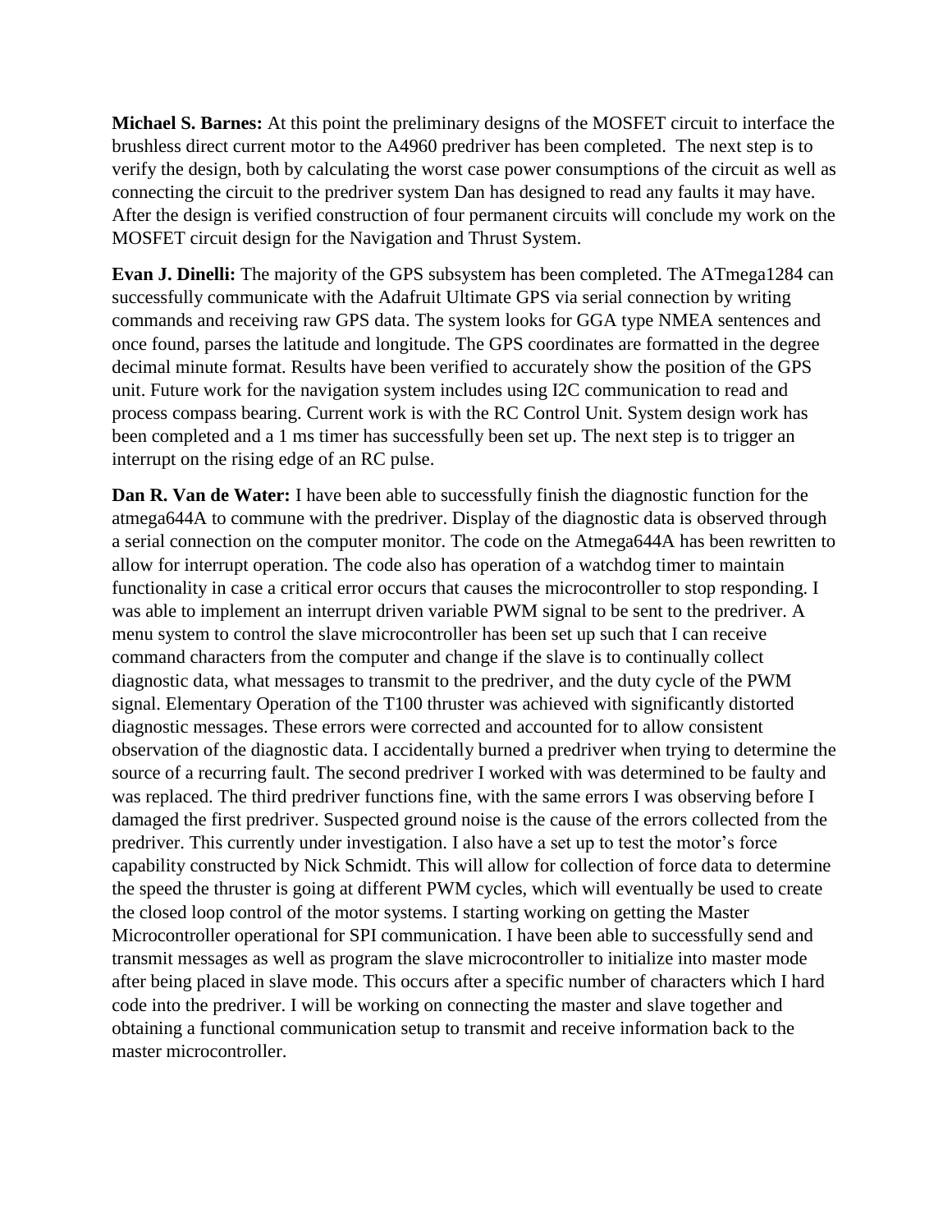**Michael S. Barnes:** At this point the preliminary designs of the MOSFET circuit to interface the brushless direct current motor to the A4960 predriver has been completed. The next step is to verify the design, both by calculating the worst case power consumptions of the circuit as well as connecting the circuit to the predriver system Dan has designed to read any faults it may have. After the design is verified construction of four permanent circuits will conclude my work on the MOSFET circuit design for the Navigation and Thrust System.

**Evan J. Dinelli:** The majority of the GPS subsystem has been completed. The ATmega1284 can successfully communicate with the Adafruit Ultimate GPS via serial connection by writing commands and receiving raw GPS data. The system looks for GGA type NMEA sentences and once found, parses the latitude and longitude. The GPS coordinates are formatted in the degree decimal minute format. Results have been verified to accurately show the position of the GPS unit. Future work for the navigation system includes using I2C communication to read and process compass bearing. Current work is with the RC Control Unit. System design work has been completed and a 1 ms timer has successfully been set up. The next step is to trigger an interrupt on the rising edge of an RC pulse.

**Dan R. Van de Water:** I have been able to successfully finish the diagnostic function for the atmega644A to commune with the predriver. Display of the diagnostic data is observed through a serial connection on the computer monitor. The code on the Atmega644A has been rewritten to allow for interrupt operation. The code also has operation of a watchdog timer to maintain functionality in case a critical error occurs that causes the microcontroller to stop responding. I was able to implement an interrupt driven variable PWM signal to be sent to the predriver. A menu system to control the slave microcontroller has been set up such that I can receive command characters from the computer and change if the slave is to continually collect diagnostic data, what messages to transmit to the predriver, and the duty cycle of the PWM signal. Elementary Operation of the T100 thruster was achieved with significantly distorted diagnostic messages. These errors were corrected and accounted for to allow consistent observation of the diagnostic data. I accidentally burned a predriver when trying to determine the source of a recurring fault. The second predriver I worked with was determined to be faulty and was replaced. The third predriver functions fine, with the same errors I was observing before I damaged the first predriver. Suspected ground noise is the cause of the errors collected from the predriver. This currently under investigation. I also have a set up to test the motor's force capability constructed by Nick Schmidt. This will allow for collection of force data to determine the speed the thruster is going at different PWM cycles, which will eventually be used to create the closed loop control of the motor systems. I starting working on getting the Master Microcontroller operational for SPI communication. I have been able to successfully send and transmit messages as well as program the slave microcontroller to initialize into master mode after being placed in slave mode. This occurs after a specific number of characters which I hard code into the predriver. I will be working on connecting the master and slave together and obtaining a functional communication setup to transmit and receive information back to the master microcontroller.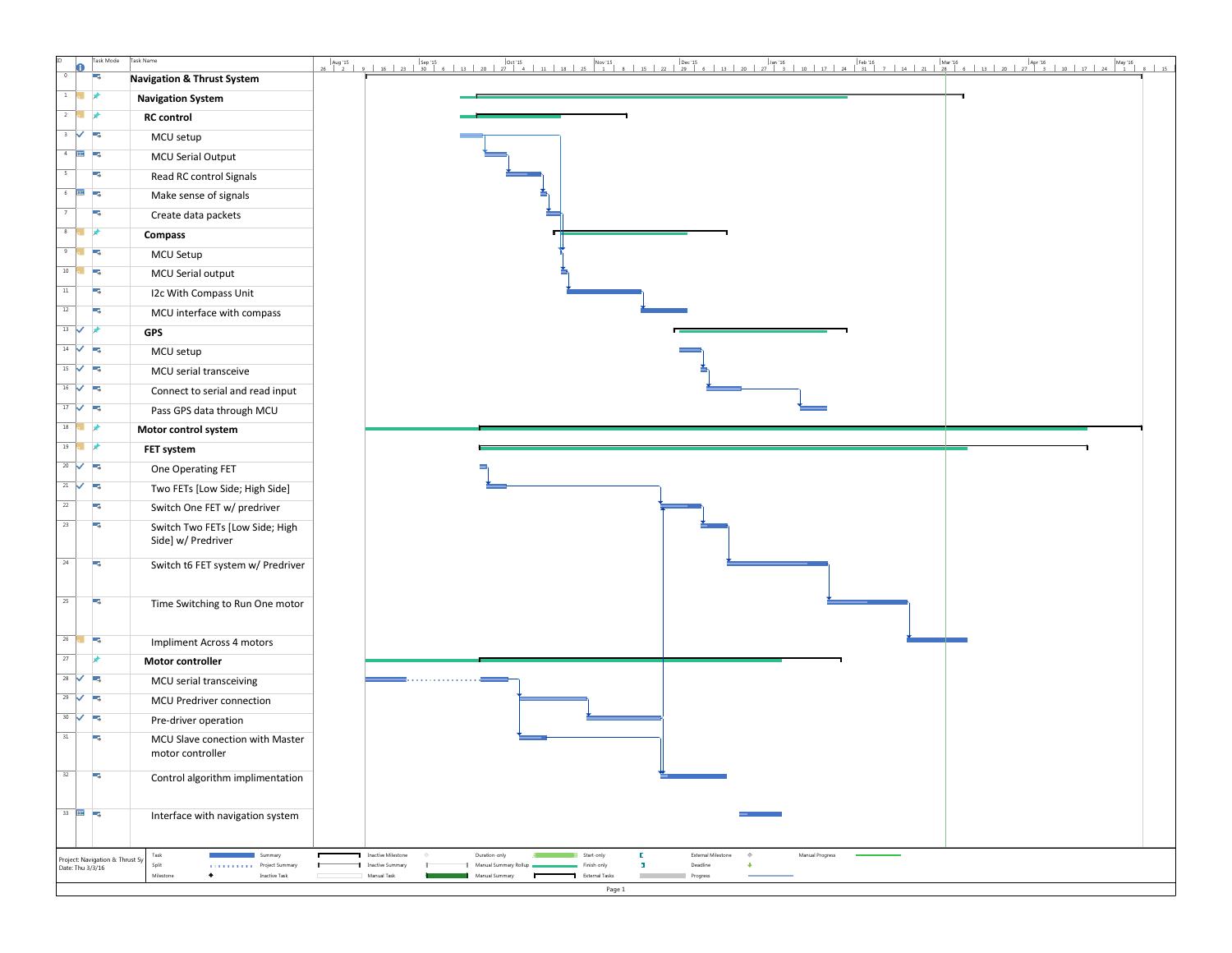| ID | Task Mode | Task Name |
|---|---|---|
| 0 | | Navigation & Thrust System |
| 1 | | Navigation System |
| 2 | | RC control |
| 3 | | MCU setup |
| 4 | | MCU Serial Output |
| 5 | | Read RC control Signals |
| 6 | | Make sense of signals |
| 7 | | Create data packets |
| 8 | | Compass |
| 9 | | MCU Setup |
| 10 | | MCU Serial output |
| 11 | | I2c With Compass Unit |
| 12 | | MCU interface with compass |
| 13 | | GPS |
| 14 | | MCU setup |
| 15 | | MCU serial transceive |
| 16 | | Connect to serial and read input |
| 17 | | Pass GPS data through MCU |
| 18 | | Motor control system |
| 19 | | FET system |
| 20 | | One Operating FET |
| 21 | | Two FETs [Low Side; High Side] |
| 22 | | Switch One FET w/ predriver |
| 23 | | Switch Two FETs [Low Side; High Side] w/ Predriver |
| 24 | | Switch t6 FET system w/ Predriver |
| 25 | | Time Switching to Run One motor |
| 26 | | Impliment Across 4 motors |
| 27 | | Motor controller |
| 28 | | MCU serial transceiving |
| 29 | | MCU Predriver connection |
| 30 | | Pre-driver operation |
| 31 | | MCU Slave conection with Master motor controller |
| 32 | | Control algorithm implimentation |
| 33 | | Interface with navigation system |

Aug '15 | Sep '15 | Oct '15 | Nov '15 | Dec '15 | Jan '16 | Feb '16 | Mar '16 | Apr '16 | May '16

26 | 2 | 9 | 16 | 23 | 30 | 6 | 13 | 20 | 27 | 4 | 11 | 18 | 25 | 1 | 8 | 15 | 22 | 29 | 6 | 13 | 20 | 27 | 3 | 10 | 17 | 24 | 31 | 7 | 14 | 21 | 28 | 6 | 13 | 20 | 27 | 3 | 10 | 17 | 24 | 1 | 8 | 15

Project: Navigation & Thrust Sy
Date: Thu 3/3/16

| | | | | | | | | | | | |
|---|---|---|---|---|---|---|---|---|---|---|---|
| Task | | Summary | | Inactive Milestone | | Duration-only | | Start-only | | External Milestone | | Manual Progress |
| Split | | Project Summary | | Inactive Summary | | Manual Summary Rollup | | Finish-only | | Deadline | |
| Milestone | | Inactive Task | | Manual Task | | Manual Summary | | External Tasks | | Progress | |